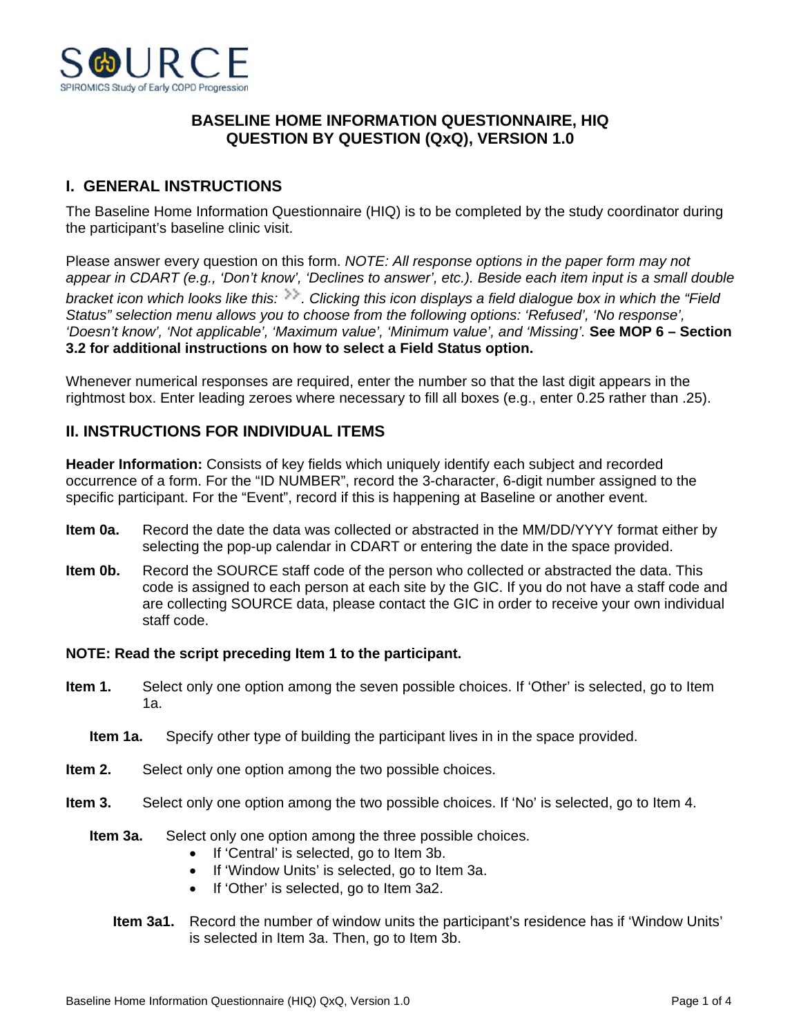# BASELINE HOME INFORMATION QUESTIONNAIRE, HIQ
# QUESTION BY QUESTION (QxQ), VERSION 1.0

## I. GENERAL INSTRUCTIONS

The Baseline Home Information Questionnaire (HIQ) is to be completed by the study coordinator during the participant's baseline clinic visit.

Please answer every question on this form. *NOTE: All response options in the paper form may not appear in CDART (e.g., 'Don't know', 'Declines to answer', etc.). Beside each item input is a small double bracket icon which looks like this: >>. Clicking this icon displays a field dialogue box in which the "Field Status" selection menu allows you to choose from the following options: 'Refused', 'No response', 'Doesn't know', 'Not applicable', 'Maximum value', 'Minimum value', and 'Missing'.* **See MOP 6 – Section 3.2 for additional instructions on how to select a Field Status option.**

Whenever numerical responses are required, enter the number so that the last digit appears in the rightmost box. Enter leading zeroes where necessary to fill all boxes (e.g., enter 0.25 rather than .25).

## II. INSTRUCTIONS FOR INDIVIDUAL ITEMS

**Header Information:** Consists of key fields which uniquely identify each subject and recorded occurrence of a form. For the "ID NUMBER", record the 3-character, 6-digit number assigned to the specific participant. For the "Event", record if this is happening at Baseline or another event.

**Item 0a.** Record the date the data was collected or abstracted in the MM/DD/YYYY format either by selecting the pop-up calendar in CDART or entering the date in the space provided.

**Item 0b.** Record the SOURCE staff code of the person who collected or abstracted the data. This code is assigned to each person at each site by the GIC. If you do not have a staff code and are collecting SOURCE data, please contact the GIC in order to receive your own individual staff code.

**NOTE: Read the script preceding Item 1 to the participant.**

**Item 1.** Select only one option among the seven possible choices. If 'Other' is selected, go to Item 1a.

**Item 1a.** Specify other type of building the participant lives in in the space provided.

**Item 2.** Select only one option among the two possible choices.

**Item 3.** Select only one option among the two possible choices. If 'No' is selected, go to Item 4.

**Item 3a.** Select only one option among the three possible choices.

- If 'Central' is selected, go to Item 3b.
- If 'Window Units' is selected, go to Item 3a.
- If 'Other' is selected, go to Item 3a2.

**Item 3a1.** Record the number of window units the participant's residence has if 'Window Units' is selected in Item 3a. Then, go to Item 3b.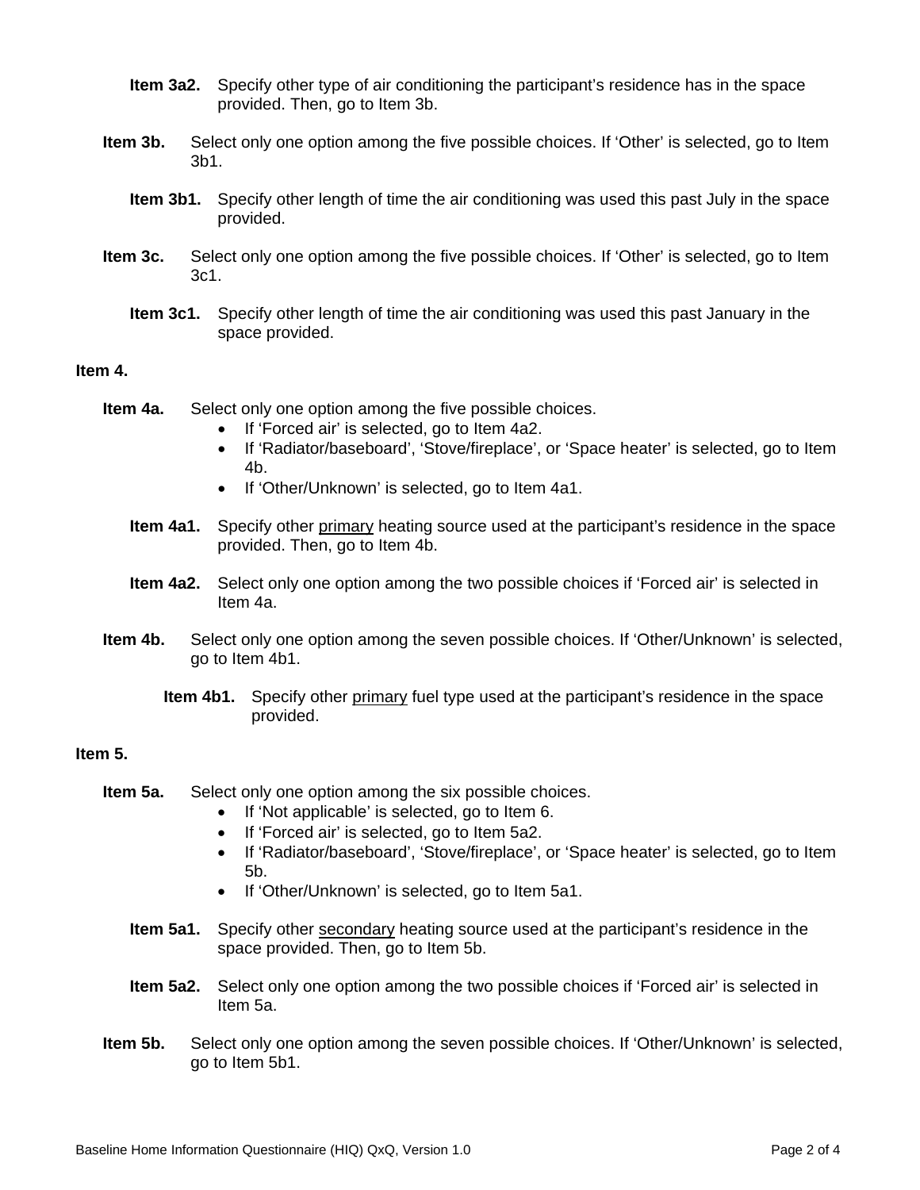**Item 3a2.** Specify other type of air conditioning the participant's residence has in the space provided. Then, go to Item 3b.

**Item 3b.** Select only one option among the five possible choices. If 'Other' is selected, go to Item 3b1.

**Item 3b1.** Specify other length of time the air conditioning was used this past July in the space provided.

**Item 3c.** Select only one option among the five possible choices. If 'Other' is selected, go to Item 3c1.

**Item 3c1.** Specify other length of time the air conditioning was used this past January in the space provided.

**Item 4.**

**Item 4a.** Select only one option among the five possible choices.

- If 'Forced air' is selected, go to Item 4a2.
- If 'Radiator/baseboard', 'Stove/fireplace', or 'Space heater' is selected, go to Item 4b.
- If 'Other/Unknown' is selected, go to Item 4a1.

**Item 4a1.** Specify other <u>primary</u> heating source used at the participant's residence in the space provided. Then, go to Item 4b.

**Item 4a2.** Select only one option among the two possible choices if 'Forced air' is selected in Item 4a.

**Item 4b.** Select only one option among the seven possible choices. If 'Other/Unknown' is selected, go to Item 4b1.

**Item 4b1.** Specify other <u>primary</u> fuel type used at the participant's residence in the space provided.

**Item 5.**

**Item 5a.** Select only one option among the six possible choices.

- If 'Not applicable' is selected, go to Item 6.
- If 'Forced air' is selected, go to Item 5a2.
- If 'Radiator/baseboard', 'Stove/fireplace', or 'Space heater' is selected, go to Item 5b.
- If 'Other/Unknown' is selected, go to Item 5a1.

**Item 5a1.** Specify other <u>secondary</u> heating source used at the participant's residence in the space provided. Then, go to Item 5b.

**Item 5a2.** Select only one option among the two possible choices if 'Forced air' is selected in Item 5a.

**Item 5b.** Select only one option among the seven possible choices. If 'Other/Unknown' is selected, go to Item 5b1.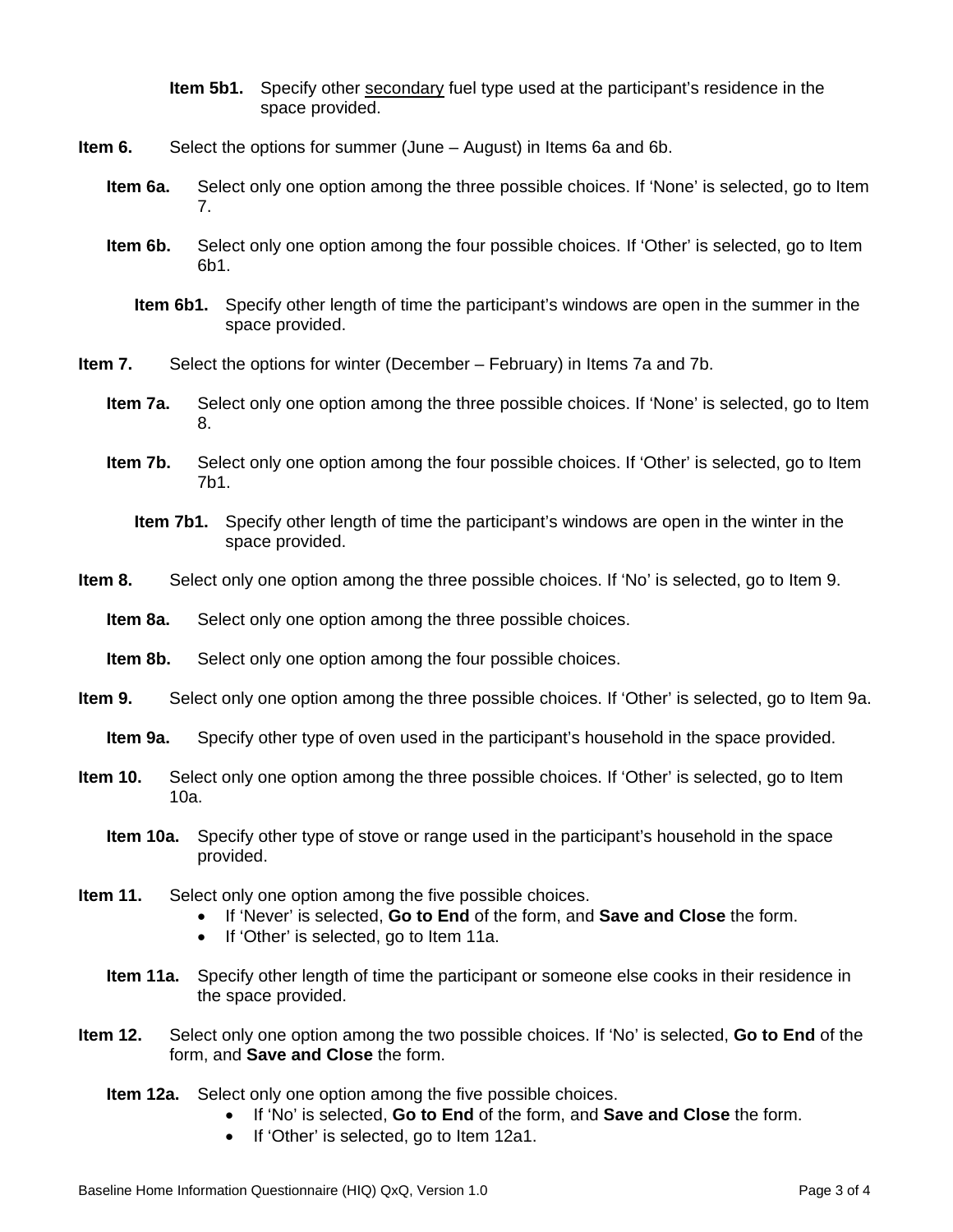**Item 5b1.** Specify other <u>secondary</u> fuel type used at the participant's residence in the space provided.

**Item 6.** Select the options for summer (June – August) in Items 6a and 6b.

**Item 6a.** Select only one option among the three possible choices. If 'None' is selected, go to Item 7.

**Item 6b.** Select only one option among the four possible choices. If 'Other' is selected, go to Item 6b1.

**Item 6b1.** Specify other length of time the participant's windows are open in the summer in the space provided.

**Item 7.** Select the options for winter (December – February) in Items 7a and 7b.

**Item 7a.** Select only one option among the three possible choices. If 'None' is selected, go to Item 8.

**Item 7b.** Select only one option among the four possible choices. If 'Other' is selected, go to Item 7b1.

**Item 7b1.** Specify other length of time the participant's windows are open in the winter in the space provided.

**Item 8.** Select only one option among the three possible choices. If 'No' is selected, go to Item 9.

**Item 8a.** Select only one option among the three possible choices.

**Item 8b.** Select only one option among the four possible choices.

**Item 9.** Select only one option among the three possible choices. If 'Other' is selected, go to Item 9a.

**Item 9a.** Specify other type of oven used in the participant's household in the space provided.

**Item 10.** Select only one option among the three possible choices. If 'Other' is selected, go to Item 10a.

**Item 10a.** Specify other type of stove or range used in the participant's household in the space provided.

**Item 11.** Select only one option among the five possible choices.

- If 'Never' is selected, **Go to End** of the form, and **Save and Close** the form.
- If 'Other' is selected, go to Item 11a.

**Item 11a.** Specify other length of time the participant or someone else cooks in their residence in the space provided.

**Item 12.** Select only one option among the two possible choices. If 'No' is selected, **Go to End** of the form, and **Save and Close** the form.

**Item 12a.** Select only one option among the five possible choices.

- If 'No' is selected, **Go to End** of the form, and **Save and Close** the form.
- If 'Other' is selected, go to Item 12a1.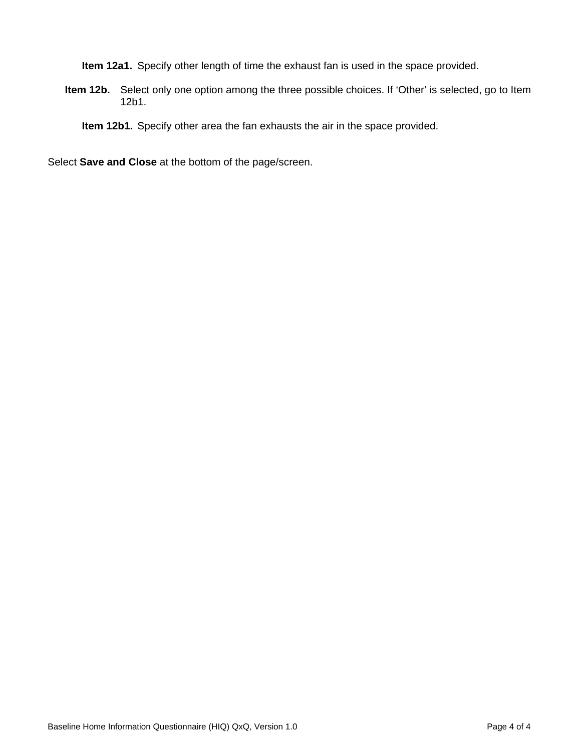**Item 12a1.** Specify other length of time the exhaust fan is used in the space provided.

**Item 12b.** Select only one option among the three possible choices. If 'Other' is selected, go to Item 12b1.

**Item 12b1.** Specify other area the fan exhausts the air in the space provided.

Select **Save and Close** at the bottom of the page/screen.